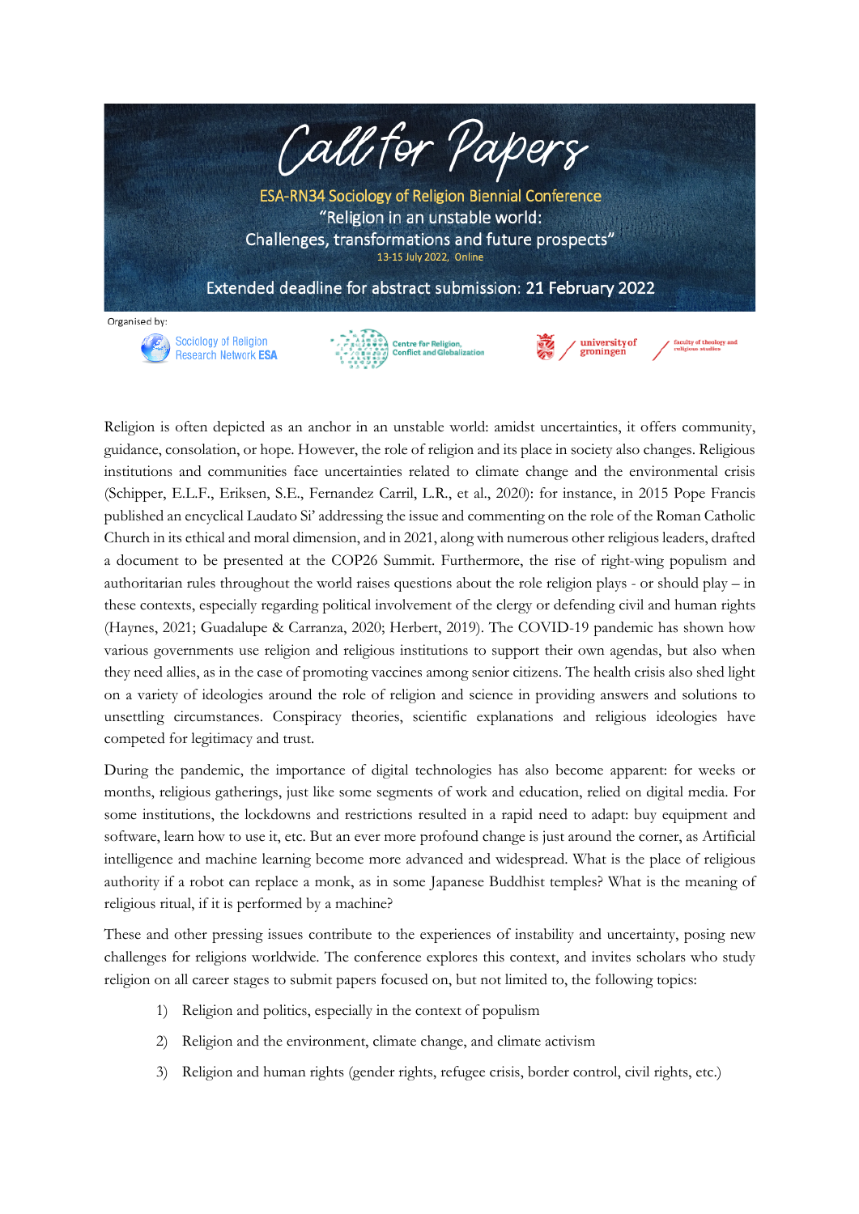# Call for Papers

**ESA-RN34 Sociology of Religion Biennial Conference**

**"Religion in an unstable world: Challenges, transformations and future prospects"**

13-15 July 2022, Online

**Extended deadline for abstract submission: 21 February 2022**

Organised by:

Sociology of Religion Research Network ESA

Centre for Religion, Conflict and Globalization

university of groningen

faculty of theology and religious studies

Religion is often depicted as an anchor in an unstable world: amidst uncertainties, it offers community, guidance, consolation, or hope. However, the role of religion and its place in society also changes. Religious institutions and communities face uncertainties related to climate change and the environmental crisis (Schipper, E.L.F., Eriksen, S.E., Fernandez Carril, L.R., et al., 2020): for instance, in 2015 Pope Francis published an encyclical Laudato Si' addressing the issue and commenting on the role of the Roman Catholic Church in its ethical and moral dimension, and in 2021, along with numerous other religious leaders, drafted a document to be presented at the COP26 Summit. Furthermore, the rise of right-wing populism and authoritarian rules throughout the world raises questions about the role religion plays - or should play – in these contexts, especially regarding political involvement of the clergy or defending civil and human rights (Haynes, 2021; Guadalupe & Carranza, 2020; Herbert, 2019). The COVID-19 pandemic has shown how various governments use religion and religious institutions to support their own agendas, but also when they need allies, as in the case of promoting vaccines among senior citizens. The health crisis also shed light on a variety of ideologies around the role of religion and science in providing answers and solutions to unsettling circumstances. Conspiracy theories, scientific explanations and religious ideologies have competed for legitimacy and trust.

During the pandemic, the importance of digital technologies has also become apparent: for weeks or months, religious gatherings, just like some segments of work and education, relied on digital media. For some institutions, the lockdowns and restrictions resulted in a rapid need to adapt: buy equipment and software, learn how to use it, etc. But an ever more profound change is just around the corner, as Artificial intelligence and machine learning become more advanced and widespread. What is the place of religious authority if a robot can replace a monk, as in some Japanese Buddhist temples? What is the meaning of religious ritual, if it is performed by a machine?

These and other pressing issues contribute to the experiences of instability and uncertainty, posing new challenges for religions worldwide. The conference explores this context, and invites scholars who study religion on all career stages to submit papers focused on, but not limited to, the following topics:

1) Religion and politics, especially in the context of populism
2) Religion and the environment, climate change, and climate activism
3) Religion and human rights (gender rights, refugee crisis, border control, civil rights, etc.)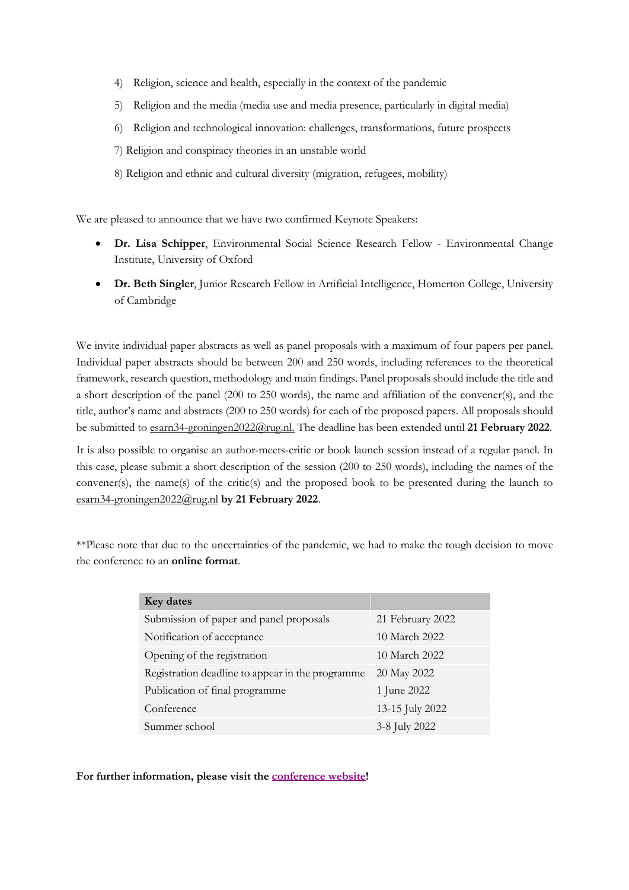4) Religion, science and health, especially in the context of the pandemic
5) Religion and the media (media use and media presence, particularly in digital media)
6) Religion and technological innovation: challenges, transformations, future prospects
7) Religion and conspiracy theories in an unstable world
8) Religion and ethnic and cultural diversity (migration, refugees, mobility)

We are pleased to announce that we have two confirmed Keynote Speakers:

- **Dr. Lisa Schipper**, Environmental Social Science Research Fellow - Environmental Change Institute, University of Oxford
- **Dr. Beth Singler**, Junior Research Fellow in Artificial Intelligence, Homerton College, University of Cambridge

We invite individual paper abstracts as well as panel proposals with a maximum of four papers per panel. Individual paper abstracts should be between 200 and 250 words, including references to the theoretical framework, research question, methodology and main findings. Panel proposals should include the title and a short description of the panel (200 to 250 words), the name and affiliation of the convener(s), and the title, author's name and abstracts (200 to 250 words) for each of the proposed papers. All proposals should be submitted to esarn34-groningen2022@rug.nl. The deadline has been extended until **21 February 2022**.

It is also possible to organise an author-meets-critic or book launch session instead of a regular panel. In this case, please submit a short description of the session (200 to 250 words), including the names of the convener(s), the name(s) of the critic(s) and the proposed book to be presented during the launch to esarn34-groningen2022@rug.nl **by 21 February 2022**.

**Please note that due to the uncertainties of the pandemic, we had to make the tough decision to move the conference to an **online format**.

| **Key dates** | |
|---|---|
| Submission of paper and panel proposals | 21 February 2022 |
| Notification of acceptance | 10 March 2022 |
| Opening of the registration | 10 March 2022 |
| Registration deadline to appear in the programme | 20 May 2022 |
| Publication of final programme | 1 June 2022 |
| Conference | 13-15 July 2022 |
| Summer school | 3-8 July 2022 |

**For further information, please visit the conference website!**